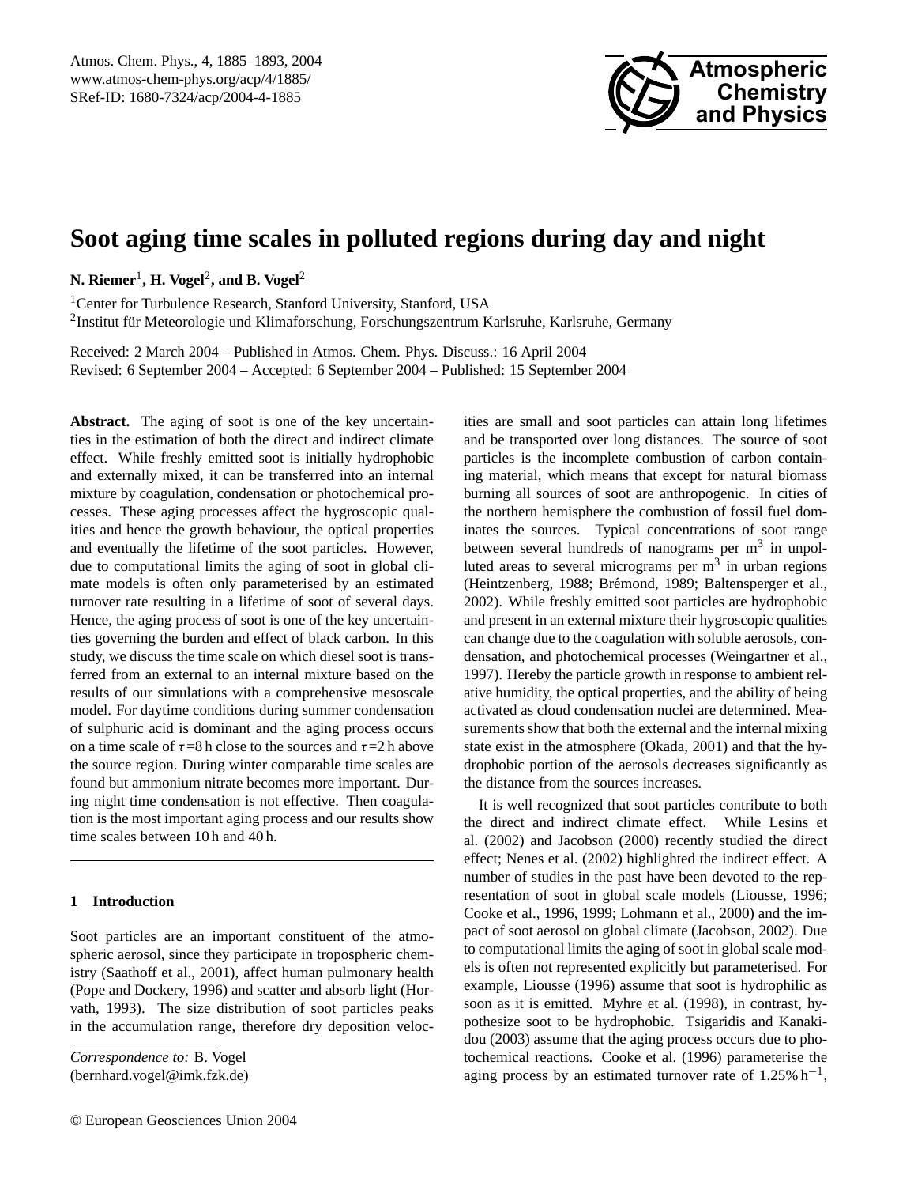# Soot aging time scales in polluted regions during day and night

**N. Riemer**[1], **H. Vogel**[2], **and B. Vogel**[2]

[1]Center for Turbulence Research, Stanford University, Stanford, USA

[2]Institut für Meteorologie und Klimaforschung, Forschungszentrum Karlsruhe, Karlsruhe, Germany

Received: 2 March 2004 – Published in Atmos. Chem. Phys. Discuss.: 16 April 2004
Revised: 6 September 2004 – Accepted: 6 September 2004 – Published: 15 September 2004

**Abstract.** The aging of soot is one of the key uncertainties in the estimation of both the direct and indirect climate effect. While freshly emitted soot is initially hydrophobic and externally mixed, it can be transferred into an internal mixture by coagulation, condensation or photochemical processes. These aging processes affect the hygroscopic qualities and hence the growth behaviour, the optical properties and eventually the lifetime of the soot particles. However, due to computational limits the aging of soot in global climate models is often only parameterised by an estimated turnover rate resulting in a lifetime of soot of several days. Hence, the aging process of soot is one of the key uncertainties governing the burden and effect of black carbon. In this study, we discuss the time scale on which diesel soot is transferred from an external to an internal mixture based on the results of our simulations with a comprehensive mesoscale model. For daytime conditions during summer condensation of sulphuric acid is dominant and the aging process occurs on a time scale of $\tau$=8 h close to the sources and $\tau$=2 h above the source region. During winter comparable time scales are found but ammonium nitrate becomes more important. During night time condensation is not effective. Then coagulation is the most important aging process and our results show time scales between 10 h and 40 h.

## 1 Introduction

Soot particles are an important constituent of the atmospheric aerosol, since they participate in tropospheric chemistry (Saathoff et al., 2001), affect human pulmonary health (Pope and Dockery, 1996) and scatter and absorb light (Horvath, 1993). The size distribution of soot particles peaks in the accumulation range, therefore dry deposition velocities are small and soot particles can attain long lifetimes and be transported over long distances. The source of soot particles is the incomplete combustion of carbon containing material, which means that except for natural biomass burning all sources of soot are anthropogenic. In cities of the northern hemisphere the combustion of fossil fuel dominates the sources. Typical concentrations of soot range between several hundreds of nanograms per $m^3$ in unpolluted areas to several micrograms per $m^3$ in urban regions (Heintzenberg, 1988; Brémond, 1989; Baltensperger et al., 2002). While freshly emitted soot particles are hydrophobic and present in an external mixture their hygroscopic qualities can change due to the coagulation with soluble aerosols, condensation, and photochemical processes (Weingartner et al., 1997). Hereby the particle growth in response to ambient relative humidity, the optical properties, and the ability of being activated as cloud condensation nuclei are determined. Measurements show that both the external and the internal mixing state exist in the atmosphere (Okada, 2001) and that the hydrophobic portion of the aerosols decreases significantly as the distance from the sources increases.

It is well recognized that soot particles contribute to both the direct and indirect climate effect. While Lesins et al. (2002) and Jacobson (2000) recently studied the direct effect; Nenes et al. (2002) highlighted the indirect effect. A number of studies in the past have been devoted to the representation of soot in global scale models (Liousse, 1996; Cooke et al., 1996, 1999; Lohmann et al., 2000) and the impact of soot aerosol on global climate (Jacobson, 2002). Due to computational limits the aging of soot in global scale models is often not represented explicitly but parameterised. For example, Liousse (1996) assume that soot is hydrophilic as soon as it is emitted. Myhre et al. (1998), in contrast, hypothesize soot to be hydrophobic. Tsigaridis and Kanakidou (2003) assume that the aging process occurs due to photochemical reactions. Cooke et al. (1996) parameterise the aging process by an estimated turnover rate of 1.25% $h^{-1}$,

*Correspondence to:* B. Vogel
(bernhard.vogel@imk.fzk.de)

© European Geosciences Union 2004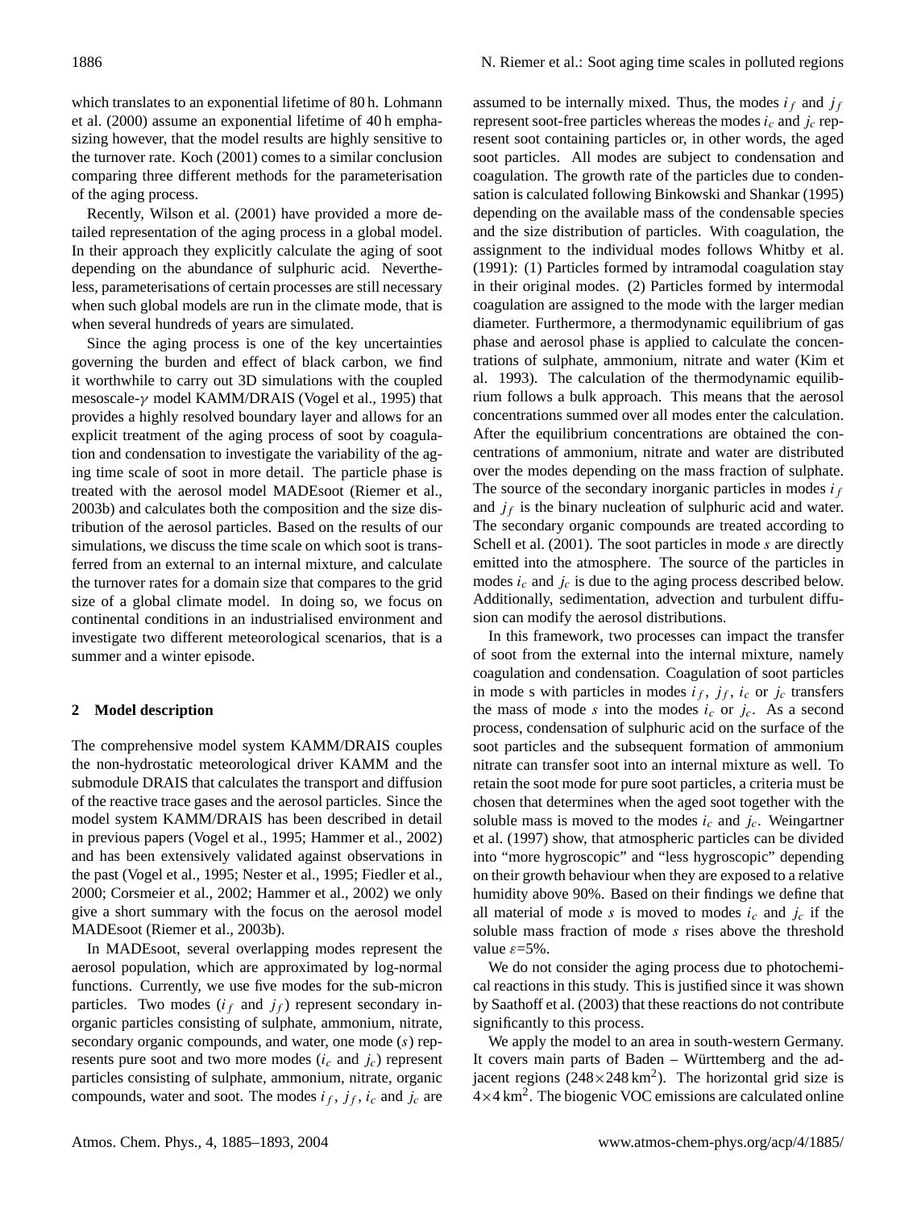which translates to an exponential lifetime of 80 h. Lohmann et al. (2000) assume an exponential lifetime of 40 h emphasizing however, that the model results are highly sensitive to the turnover rate. Koch (2001) comes to a similar conclusion comparing three different methods for the parameterisation of the aging process.

Recently, Wilson et al. (2001) have provided a more detailed representation of the aging process in a global model. In their approach they explicitly calculate the aging of soot depending on the abundance of sulphuric acid. Nevertheless, parameterisations of certain processes are still necessary when such global models are run in the climate mode, that is when several hundreds of years are simulated.

Since the aging process is one of the key uncertainties governing the burden and effect of black carbon, we find it worthwhile to carry out 3D simulations with the coupled mesoscale-$\gamma$ model KAMM/DRAIS (Vogel et al., 1995) that provides a highly resolved boundary layer and allows for an explicit treatment of the aging process of soot by coagulation and condensation to investigate the variability of the aging time scale of soot in more detail. The particle phase is treated with the aerosol model MADEsoot (Riemer et al., 2003b) and calculates both the composition and the size distribution of the aerosol particles. Based on the results of our simulations, we discuss the time scale on which soot is transferred from an external to an internal mixture, and calculate the turnover rates for a domain size that compares to the grid size of a global climate model. In doing so, we focus on continental conditions in an industrialised environment and investigate two different meteorological scenarios, that is a summer and a winter episode.

## 2 Model description

The comprehensive model system KAMM/DRAIS couples the non-hydrostatic meteorological driver KAMM and the submodule DRAIS that calculates the transport and diffusion of the reactive trace gases and the aerosol particles. Since the model system KAMM/DRAIS has been described in detail in previous papers (Vogel et al., 1995; Hammer et al., 2002) and has been extensively validated against observations in the past (Vogel et al., 1995; Nester et al., 1995; Fiedler et al., 2000; Corsmeier et al., 2002; Hammer et al., 2002) we only give a short summary with the focus on the aerosol model MADEsoot (Riemer et al., 2003b).

In MADEsoot, several overlapping modes represent the aerosol population, which are approximated by log-normal functions. Currently, we use five modes for the sub-micron particles. Two modes ($i_f$ and $j_f$) represent secondary inorganic particles consisting of sulphate, ammonium, nitrate, secondary organic compounds, and water, one mode ($s$) represents pure soot and two more modes ($i_c$ and $j_c$) represent particles consisting of sulphate, ammonium, nitrate, organic compounds, water and soot. The modes $i_f$, $j_f$, $i_c$ and $j_c$ are assumed to be internally mixed. Thus, the modes $i_f$ and $j_f$ represent soot-free particles whereas the modes $i_c$ and $j_c$ represent soot containing particles or, in other words, the aged soot particles. All modes are subject to condensation and coagulation. The growth rate of the particles due to condensation is calculated following Binkowski and Shankar (1995) depending on the available mass of the condensable species and the size distribution of particles. With coagulation, the assignment to the individual modes follows Whitby et al. (1991): (1) Particles formed by intramodal coagulation stay in their original modes. (2) Particles formed by intermodal coagulation are assigned to the mode with the larger median diameter. Furthermore, a thermodynamic equilibrium of gas phase and aerosol phase is applied to calculate the concentrations of sulphate, ammonium, nitrate and water (Kim et al. 1993). The calculation of the thermodynamic equilibrium follows a bulk approach. This means that the aerosol concentrations summed over all modes enter the calculation. After the equilibrium concentrations are obtained the concentrations of ammonium, nitrate and water are distributed over the modes depending on the mass fraction of sulphate. The source of the secondary inorganic particles in modes $i_f$ and $j_f$ is the binary nucleation of sulphuric acid and water. The secondary organic compounds are treated according to Schell et al. (2001). The soot particles in mode $s$ are directly emitted into the atmosphere. The source of the particles in modes $i_c$ and $j_c$ is due to the aging process described below. Additionally, sedimentation, advection and turbulent diffusion can modify the aerosol distributions.

In this framework, two processes can impact the transfer of soot from the external into the internal mixture, namely coagulation and condensation. Coagulation of soot particles in mode s with particles in modes $i_f$, $j_f$, $i_c$ or $j_c$ transfers the mass of mode $s$ into the modes $i_c$ or $j_c$. As a second process, condensation of sulphuric acid on the surface of the soot particles and the subsequent formation of ammonium nitrate can transfer soot into an internal mixture as well. To retain the soot mode for pure soot particles, a criteria must be chosen that determines when the aged soot together with the soluble mass is moved to the modes $i_c$ and $j_c$. Weingartner et al. (1997) show, that atmospheric particles can be divided into "more hygroscopic" and "less hygroscopic" depending on their growth behaviour when they are exposed to a relative humidity above 90%. Based on their findings we define that all material of mode $s$ is moved to modes $i_c$ and $j_c$ if the soluble mass fraction of mode $s$ rises above the threshold value $\varepsilon$=5%.

We do not consider the aging process due to photochemical reactions in this study. This is justified since it was shown by Saathoff et al. (2003) that these reactions do not contribute significantly to this process.

We apply the model to an area in south-western Germany. It covers main parts of Baden – Württemberg and the adjacent regions ($248\times248\,\text{km}^2$). The horizontal grid size is $4\times4\,\text{km}^2$. The biogenic VOC emissions are calculated online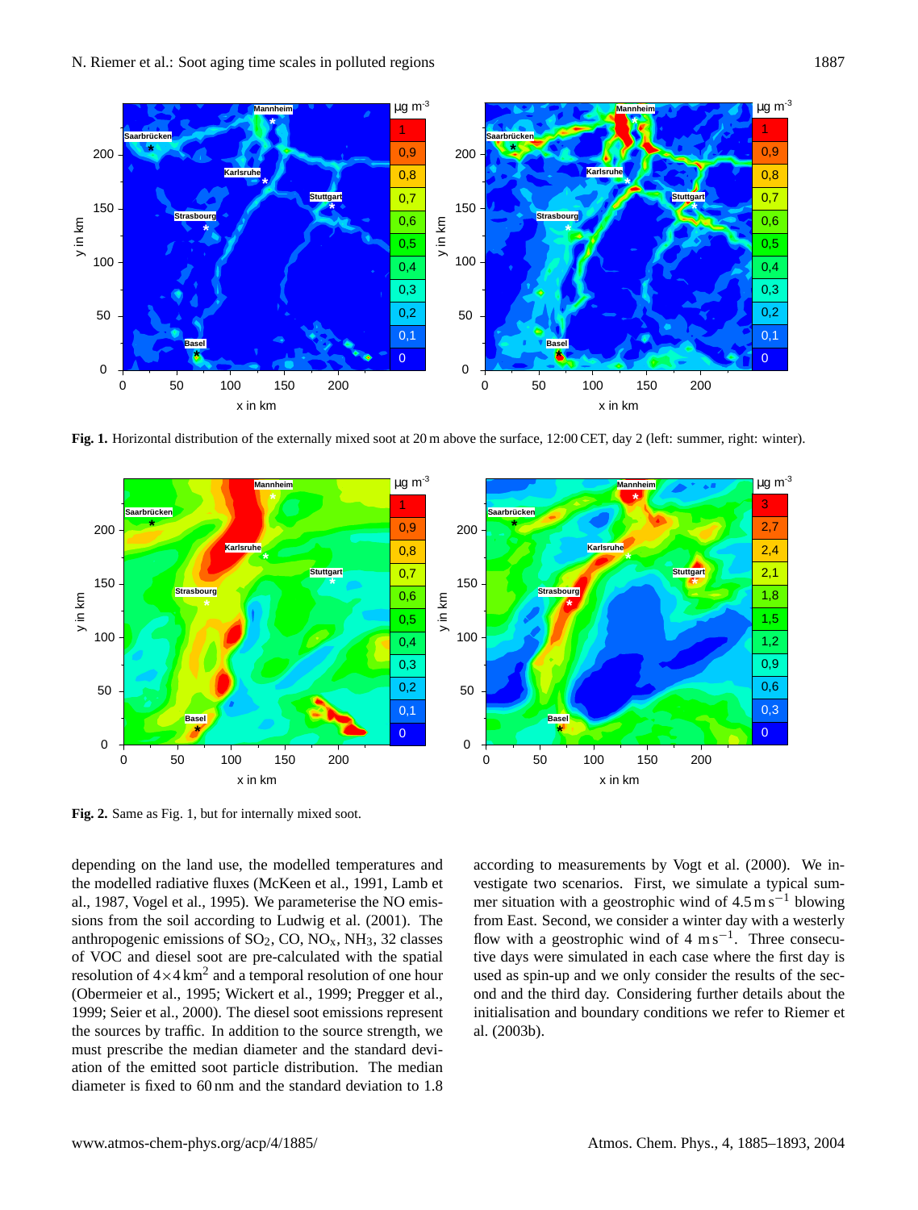**Fig. 1.** Horizontal distribution of the externally mixed soot at 20 m above the surface, 12:00 CET, day 2 (left: summer, right: winter).

**Fig. 2.** Same as Fig. 1, but for internally mixed soot.

depending on the land use, the modelled temperatures and the modelled radiative fluxes (McKeen et al., 1991, Lamb et al., 1987, Vogel et al., 1995). We parameterise the NO emissions from the soil according to Ludwig et al. (2001). The anthropogenic emissions of $SO_2$, CO, $NO_x$, $NH_3$, 32 classes of VOC and diesel soot are pre-calculated with the spatial resolution of $4{\times}4\,\mathrm{km}^2$ and a temporal resolution of one hour (Obermeier et al., 1995; Wickert et al., 1999; Pregger et al., 1999; Seier et al., 2000). The diesel soot emissions represent the sources by traffic. In addition to the source strength, we must prescribe the median diameter and the standard deviation of the emitted soot particle distribution. The median diameter is fixed to 60 nm and the standard deviation to 1.8 according to measurements by Vogt et al. (2000). We investigate two scenarios. First, we simulate a typical summer situation with a geostrophic wind of $4.5\,\mathrm{m\,s^{-1}}$ blowing from East. Second, we consider a winter day with a westerly flow with a geostrophic wind of $4\ \mathrm{m\,s^{-1}}$. Three consecutive days were simulated in each case where the first day is used as spin-up and we only consider the results of the second and the third day. Considering further details about the initialisation and boundary conditions we refer to Riemer et al. (2003b).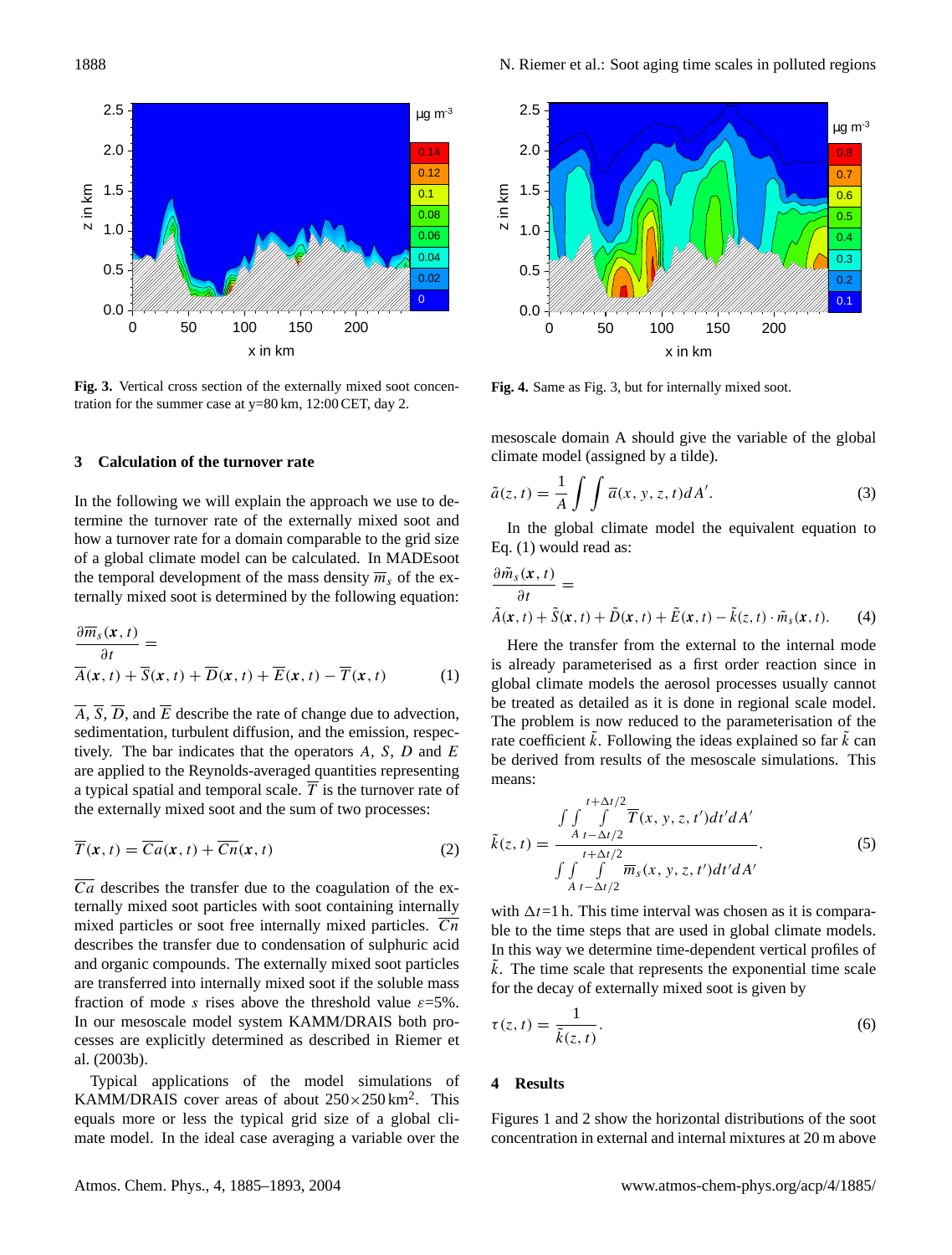**Fig. 3.** Vertical cross section of the externally mixed soot concentration for the summer case at y=80 km, 12:00 CET, day 2.

**Fig. 4.** Same as Fig. 3, but for internally mixed soot.

## 3 Calculation of the turnover rate

In the following we will explain the approach we use to determine the turnover rate of the externally mixed soot and how a turnover rate for a domain comparable to the grid size of a global climate model can be calculated. In MADEsoot the temporal development of the mass density $\overline{m}_s$ of the externally mixed soot is determined by the following equation:

$$\frac{\partial \overline{m}_s(\boldsymbol{x},t)}{\partial t} = \overline{A}(\boldsymbol{x},t) + \overline{S}(\boldsymbol{x},t) + \overline{D}(\boldsymbol{x},t) + \overline{E}(\boldsymbol{x},t) - \overline{T}(\boldsymbol{x},t) \tag{1}$$

$\overline{A}$, $\overline{S}$, $\overline{D}$, and $\overline{E}$ describe the rate of change due to advection, sedimentation, turbulent diffusion, and the emission, respectively. The bar indicates that the operators $A$, $S$, $D$ and $E$ are applied to the Reynolds-averaged quantities representing a typical spatial and temporal scale. $\overline{T}$ is the turnover rate of the externally mixed soot and the sum of two processes:

$$\overline{T}(\boldsymbol{x},t) = \overline{Ca}(\boldsymbol{x},t) + \overline{Cn}(\boldsymbol{x},t) \tag{2}$$

$\overline{Ca}$ describes the transfer due to the coagulation of the externally mixed soot particles with soot containing internally mixed particles or soot free internally mixed particles. $\overline{Cn}$ describes the transfer due to condensation of sulphuric acid and organic compounds. The externally mixed soot particles are transferred into internally mixed soot if the soluble mass fraction of mode $s$ rises above the threshold value $\varepsilon$=5%. In our mesoscale model system KAMM/DRAIS both processes are explicitly determined as described in Riemer et al. (2003b).

Typical applications of the model simulations of KAMM/DRAIS cover areas of about $250 \times 250\,\text{km}^2$. This equals more or less the typical grid size of a global climate model. In the ideal case averaging a variable over the mesoscale domain A should give the variable of the global climate model (assigned by a tilde).

$$\tilde{a}(z,t) = \frac{1}{A}\int\int \overline{a}(x,y,z,t)dA'. \tag{3}$$

In the global climate model the equivalent equation to Eq. (1) would read as:

$$\frac{\partial \tilde{m}_s(\boldsymbol{x},t)}{\partial t} = \tilde{A}(\boldsymbol{x},t) + \tilde{S}(\boldsymbol{x},t) + \tilde{D}(\boldsymbol{x},t) + \tilde{E}(\boldsymbol{x},t) - \tilde{k}(z,t)\cdot\tilde{m}_s(\boldsymbol{x},t). \tag{4}$$

Here the transfer from the external to the internal mode is already parameterised as a first order reaction since in global climate models the aerosol processes usually cannot be treated as detailed as it is done in regional scale model. The problem is now reduced to the parameterisation of the rate coefficient $\tilde{k}$. Following the ideas explained so far $\tilde{k}$ can be derived from results of the mesoscale simulations. This means:

$$\tilde{k}(z,t) = \frac{\int\int_A \int_{t-\Delta t/2}^{t+\Delta t/2} \overline{T}(x,y,z,t')dt'dA'}{\int\int_A \int_{t-\Delta t/2}^{t+\Delta t/2} \overline{m}_s(x,y,z,t')dt'dA'}. \tag{5}$$

with $\Delta t$=1 h. This time interval was chosen as it is comparable to the time steps that are used in global climate models. In this way we determine time-dependent vertical profiles of $\tilde{k}$. The time scale that represents the exponential time scale for the decay of externally mixed soot is given by

$$\tau(z,t) = \frac{1}{\tilde{k}(z,t)}. \tag{6}$$

## 4 Results

Figures 1 and 2 show the horizontal distributions of the soot concentration in external and internal mixtures at 20 m above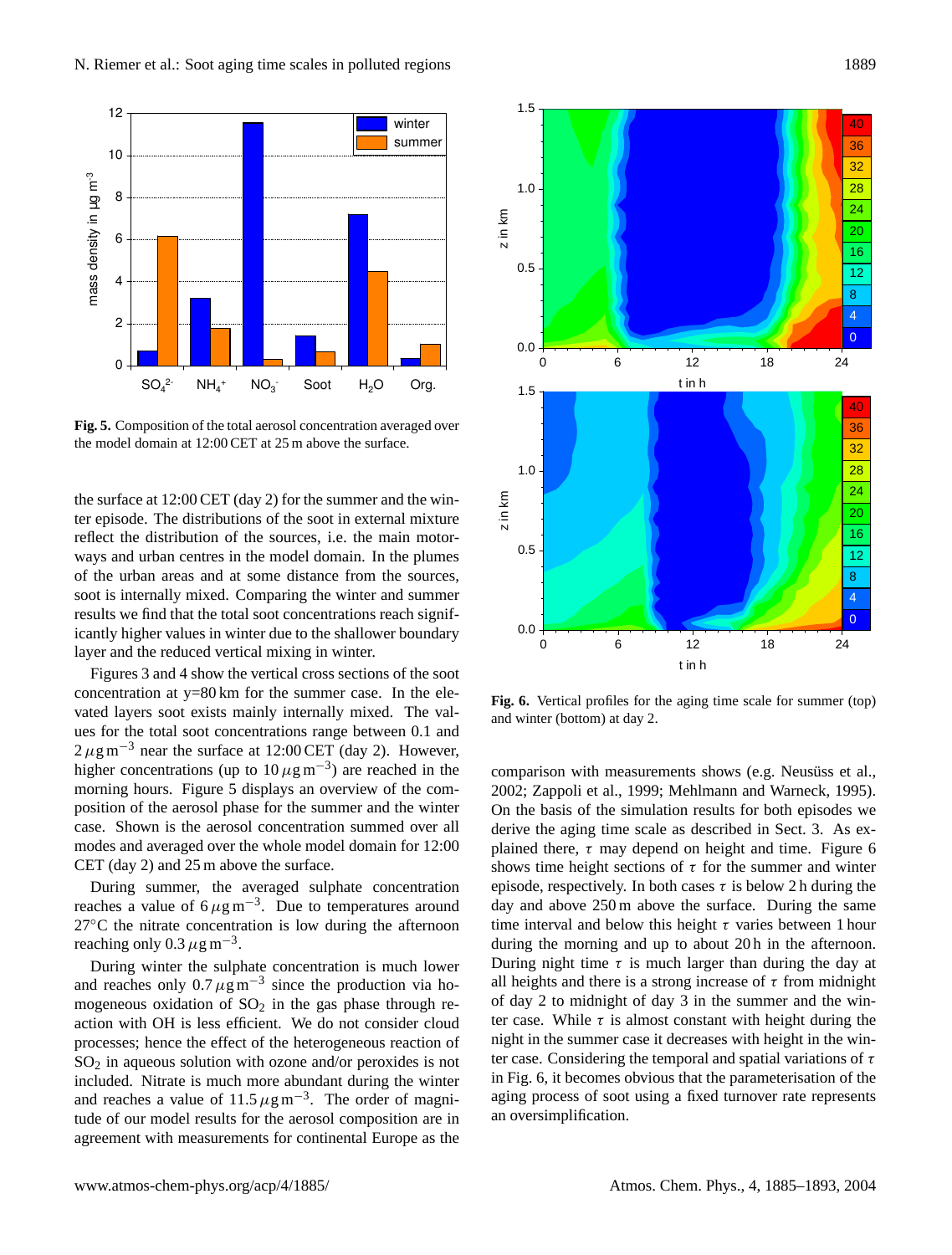**Fig. 5.** Composition of the total aerosol concentration averaged over the model domain at 12:00 CET at 25 m above the surface.

the surface at 12:00 CET (day 2) for the summer and the winter episode. The distributions of the soot in external mixture reflect the distribution of the sources, i.e. the main motorways and urban centres in the model domain. In the plumes of the urban areas and at some distance from the sources, soot is internally mixed. Comparing the winter and summer results we find that the total soot concentrations reach significantly higher values in winter due to the shallower boundary layer and the reduced vertical mixing in winter.

Figures 3 and 4 show the vertical cross sections of the soot concentration at y=80 km for the summer case. In the elevated layers soot exists mainly internally mixed. The values for the total soot concentrations range between 0.1 and $2\,\mu g\,m^{-3}$ near the surface at 12:00 CET (day 2). However, higher concentrations (up to $10\,\mu g\,m^{-3}$) are reached in the morning hours. Figure 5 displays an overview of the composition of the aerosol phase for the summer and the winter case. Shown is the aerosol concentration summed over all modes and averaged over the whole model domain for 12:00 CET (day 2) and 25 m above the surface.

During summer, the averaged sulphate concentration reaches a value of $6\,\mu g\,m^{-3}$. Due to temperatures around 27°C the nitrate concentration is low during the afternoon reaching only $0.3\,\mu g\,m^{-3}$.

During winter the sulphate concentration is much lower and reaches only $0.7\,\mu g\,m^{-3}$ since the production via homogeneous oxidation of $SO_2$ in the gas phase through reaction with OH is less efficient. We do not consider cloud processes; hence the effect of the heterogeneous reaction of $SO_2$ in aqueous solution with ozone and/or peroxides is not included. Nitrate is much more abundant during the winter and reaches a value of $11.5\,\mu g\,m^{-3}$. The order of magnitude of our model results for the aerosol composition are in agreement with measurements for continental Europe as the comparison with measurements shows (e.g. Neusüss et al., 2002; Zappoli et al., 1999; Mehlmann and Warneck, 1995). On the basis of the simulation results for both episodes we derive the aging time scale as described in Sect. 3. As explained there, $\tau$ may depend on height and time. Figure 6 shows time height sections of $\tau$ for the summer and winter episode, respectively. In both cases $\tau$ is below 2 h during the day and above 250 m above the surface. During the same time interval and below this height $\tau$ varies between 1 hour during the morning and up to about 20 h in the afternoon. During night time $\tau$ is much larger than during the day at all heights and there is a strong increase of $\tau$ from midnight of day 2 to midnight of day 3 in the summer and the winter case. While $\tau$ is almost constant with height during the night in the summer case it decreases with height in the winter case. Considering the temporal and spatial variations of $\tau$ in Fig. 6, it becomes obvious that the parameterisation of the aging process of soot using a fixed turnover rate represents an oversimplification.

**Fig. 6.** Vertical profiles for the aging time scale for summer (top) and winter (bottom) at day 2.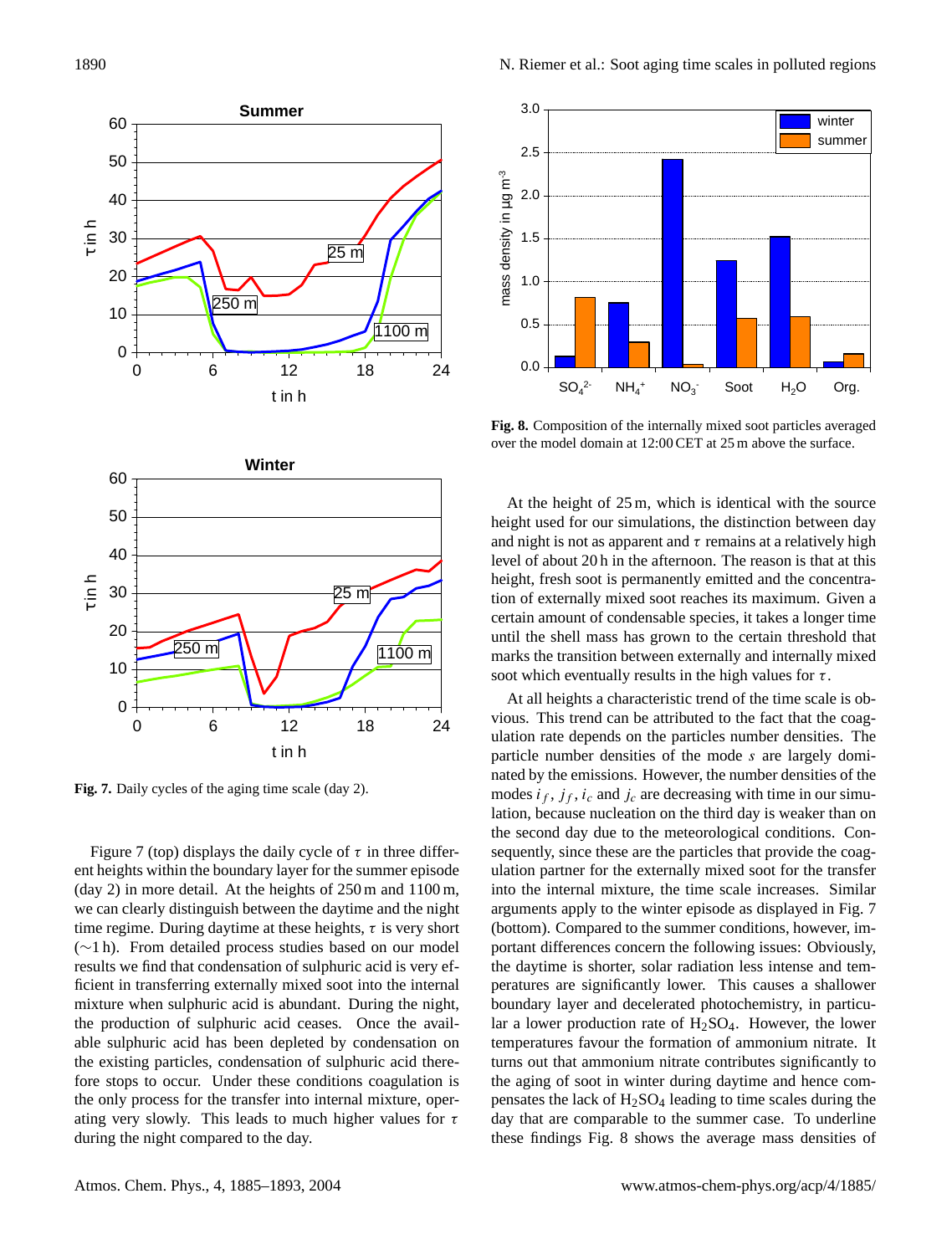**Fig. 7.** Daily cycles of the aging time scale (day 2).

**Fig. 8.** Composition of the internally mixed soot particles averaged over the model domain at 12:00 CET at 25 m above the surface.

Figure 7 (top) displays the daily cycle of $\tau$ in three different heights within the boundary layer for the summer episode (day 2) in more detail. At the heights of 250 m and 1100 m, we can clearly distinguish between the daytime and the night time regime. During daytime at these heights, $\tau$ is very short ($\sim$1 h). From detailed process studies based on our model results we find that condensation of sulphuric acid is very efficient in transferring externally mixed soot into the internal mixture when sulphuric acid is abundant. During the night, the production of sulphuric acid ceases. Once the available sulphuric acid has been depleted by condensation on the existing particles, condensation of sulphuric acid therefore stops to occur. Under these conditions coagulation is the only process for the transfer into internal mixture, operating very slowly. This leads to much higher values for $\tau$ during the night compared to the day.

At the height of 25 m, which is identical with the source height used for our simulations, the distinction between day and night is not as apparent and $\tau$ remains at a relatively high level of about 20 h in the afternoon. The reason is that at this height, fresh soot is permanently emitted and the concentration of externally mixed soot reaches its maximum. Given a certain amount of condensable species, it takes a longer time until the shell mass has grown to the certain threshold that marks the transition between externally and internally mixed soot which eventually results in the high values for $\tau$.

At all heights a characteristic trend of the time scale is obvious. This trend can be attributed to the fact that the coagulation rate depends on the particles number densities. The particle number densities of the mode $s$ are largely dominated by the emissions. However, the number densities of the modes $i_f$, $j_f$, $i_c$ and $j_c$ are decreasing with time in our simulation, because nucleation on the third day is weaker than on the second day due to the meteorological conditions. Consequently, since these are the particles that provide the coagulation partner for the externally mixed soot for the transfer into the internal mixture, the time scale increases. Similar arguments apply to the winter episode as displayed in Fig. 7 (bottom). Compared to the summer conditions, however, important differences concern the following issues: Obviously, the daytime is shorter, solar radiation less intense and temperatures are significantly lower. This causes a shallower boundary layer and decelerated photochemistry, in particular a lower production rate of $H_2SO_4$. However, the lower temperatures favour the formation of ammonium nitrate. It turns out that ammonium nitrate contributes significantly to the aging of soot in winter during daytime and hence compensates the lack of $H_2SO_4$ leading to time scales during the day that are comparable to the summer case. To underline these findings Fig. 8 shows the average mass densities of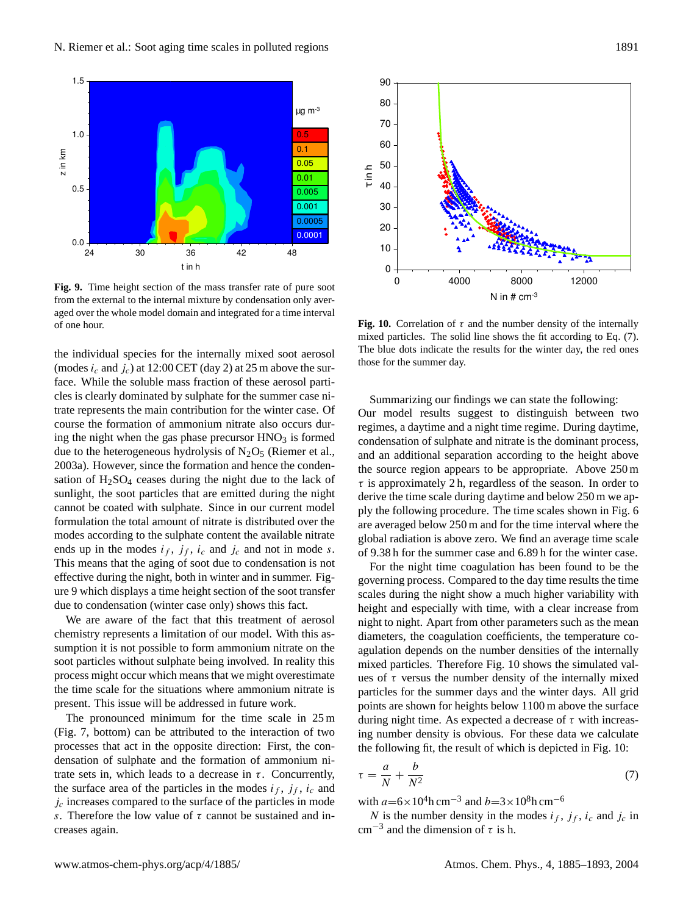**Fig. 9.** Time height section of the mass transfer rate of pure soot from the external to the internal mixture by condensation only averaged over the whole model domain and integrated for a time interval of one hour.

**Fig. 10.** Correlation of $\tau$ and the number density of the internally mixed particles. The solid line shows the fit according to Eq. (7). The blue dots indicate the results for the winter day, the red ones those for the summer day.

the individual species for the internally mixed soot aerosol (modes $i_c$ and $j_c$) at 12:00 CET (day 2) at 25 m above the surface. While the soluble mass fraction of these aerosol particles is clearly dominated by sulphate for the summer case nitrate represents the main contribution for the winter case. Of course the formation of ammonium nitrate also occurs during the night when the gas phase precursor $HNO_3$ is formed due to the heterogeneous hydrolysis of $N_2O_5$ (Riemer et al., 2003a). However, since the formation and hence the condensation of $H_2SO_4$ ceases during the night due to the lack of sunlight, the soot particles that are emitted during the night cannot be coated with sulphate. Since in our current model formulation the total amount of nitrate is distributed over the modes according to the sulphate content the available nitrate ends up in the modes $i_f$, $j_f$, $i_c$ and $j_c$ and not in mode $s$. This means that the aging of soot due to condensation is not effective during the night, both in winter and in summer. Figure 9 which displays a time height section of the soot transfer due to condensation (winter case only) shows this fact.

We are aware of the fact that this treatment of aerosol chemistry represents a limitation of our model. With this assumption it is not possible to form ammonium nitrate on the soot particles without sulphate being involved. In reality this process might occur which means that we might overestimate the time scale for the situations where ammonium nitrate is present. This issue will be addressed in future work.

The pronounced minimum for the time scale in 25 m (Fig. 7, bottom) can be attributed to the interaction of two processes that act in the opposite direction: First, the condensation of sulphate and the formation of ammonium nitrate sets in, which leads to a decrease in $\tau$. Concurrently, the surface area of the particles in the modes $i_f$, $j_f$, $i_c$ and $j_c$ increases compared to the surface of the particles in mode $s$. Therefore the low value of $\tau$ cannot be sustained and increases again.

Summarizing our findings we can state the following: Our model results suggest to distinguish between two regimes, a daytime and a night time regime. During daytime, condensation of sulphate and nitrate is the dominant process, and an additional separation according to the height above the source region appears to be appropriate. Above 250 m $\tau$ is approximately 2 h, regardless of the season. In order to derive the time scale during daytime and below 250 m we apply the following procedure. The time scales shown in Fig. 6 are averaged below 250 m and for the time interval where the global radiation is above zero. We find an average time scale of 9.38 h for the summer case and 6.89 h for the winter case.

For the night time coagulation has been found to be the governing process. Compared to the day time results the time scales during the night show a much higher variability with height and especially with time, with a clear increase from night to night. Apart from other parameters such as the mean diameters, the coagulation coefficients, the temperature coagulation depends on the number densities of the internally mixed particles. Therefore Fig. 10 shows the simulated values of $\tau$ versus the number density of the internally mixed particles for the summer days and the winter days. All grid points are shown for heights below 1100 m above the surface during night time. As expected a decrease of $\tau$ with increasing number density is obvious. For these data we calculate the following fit, the result of which is depicted in Fig. 10:

$$\tau = \frac{a}{N} + \frac{b}{N^2} \tag{7}$$

with $a=6\times10^4 \mathrm{h\,cm^{-3}}$ and $b=3\times10^8 \mathrm{h\,cm^{-6}}$

$N$ is the number density in the modes $i_f$, $j_f$, $i_c$ and $j_c$ in $\mathrm{cm^{-3}}$ and the dimension of $\tau$ is h.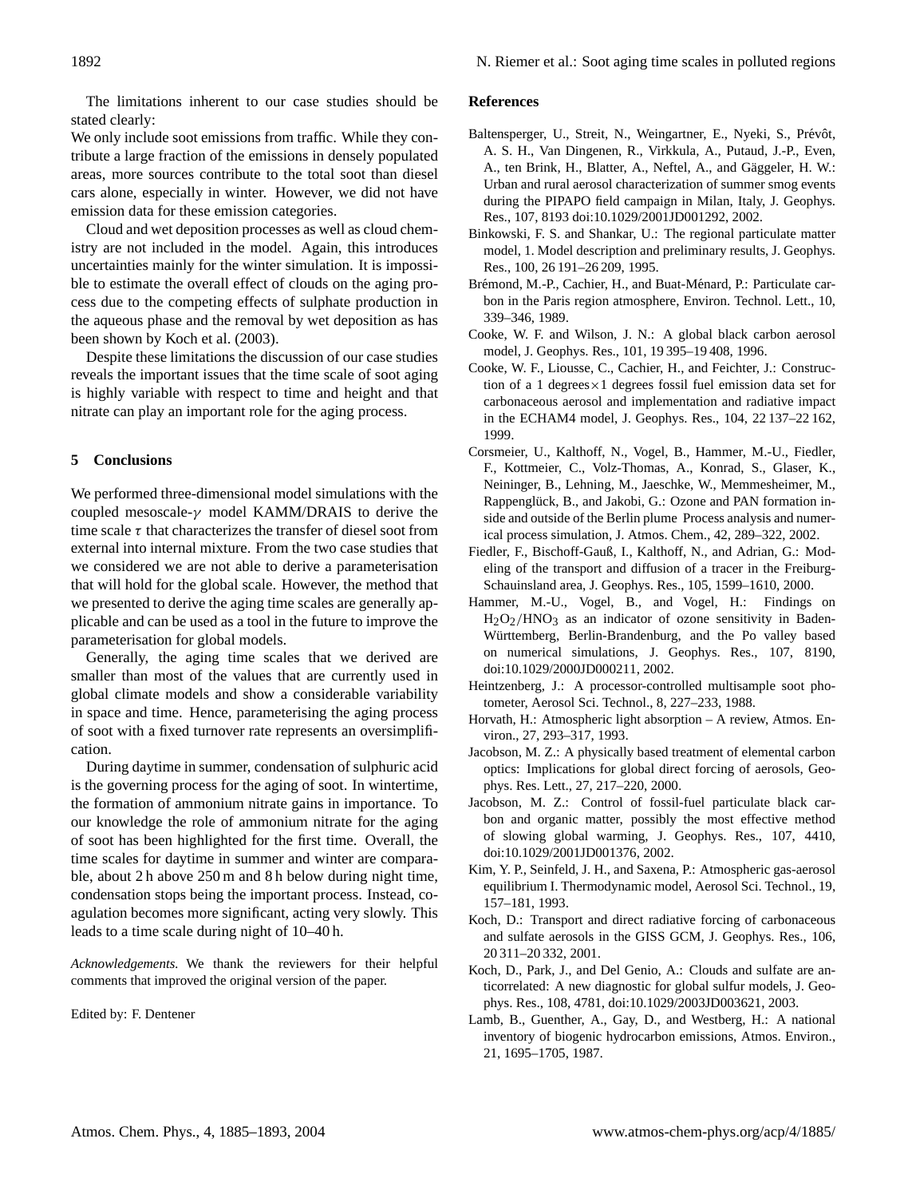The limitations inherent to our case studies should be stated clearly:

We only include soot emissions from traffic. While they contribute a large fraction of the emissions in densely populated areas, more sources contribute to the total soot than diesel cars alone, especially in winter. However, we did not have emission data for these emission categories.

Cloud and wet deposition processes as well as cloud chemistry are not included in the model. Again, this introduces uncertainties mainly for the winter simulation. It is impossible to estimate the overall effect of clouds on the aging process due to the competing effects of sulphate production in the aqueous phase and the removal by wet deposition as has been shown by Koch et al. (2003).

Despite these limitations the discussion of our case studies reveals the important issues that the time scale of soot aging is highly variable with respect to time and height and that nitrate can play an important role for the aging process.

## 5 Conclusions

We performed three-dimensional model simulations with the coupled mesoscale-$\gamma$ model KAMM/DRAIS to derive the time scale $\tau$ that characterizes the transfer of diesel soot from external into internal mixture. From the two case studies that we considered we are not able to derive a parameterisation that will hold for the global scale. However, the method that we presented to derive the aging time scales are generally applicable and can be used as a tool in the future to improve the parameterisation for global models.

Generally, the aging time scales that we derived are smaller than most of the values that are currently used in global climate models and show a considerable variability in space and time. Hence, parameterising the aging process of soot with a fixed turnover rate represents an oversimplification.

During daytime in summer, condensation of sulphuric acid is the governing process for the aging of soot. In wintertime, the formation of ammonium nitrate gains in importance. To our knowledge the role of ammonium nitrate for the aging of soot has been highlighted for the first time. Overall, the time scales for daytime in summer and winter are comparable, about 2 h above 250 m and 8 h below during night time, condensation stops being the important process. Instead, coagulation becomes more significant, acting very slowly. This leads to a time scale during night of 10–40 h.

*Acknowledgements.* We thank the reviewers for their helpful comments that improved the original version of the paper.

Edited by: F. Dentener

## References

Baltensperger, U., Streit, N., Weingartner, E., Nyeki, S., Prévôt, A. S. H., Van Dingenen, R., Virkkula, A., Putaud, J.-P., Even, A., ten Brink, H., Blatter, A., Neftel, A., and Gäggeler, H. W.: Urban and rural aerosol characterization of summer smog events during the PIPAPO field campaign in Milan, Italy, J. Geophys. Res., 107, 8193 doi:10.1029/2001JD001292, 2002.

Binkowski, F. S. and Shankar, U.: The regional particulate matter model, 1. Model description and preliminary results, J. Geophys. Res., 100, 26 191–26 209, 1995.

Brémond, M.-P., Cachier, H., and Buat-Ménard, P.: Particulate carbon in the Paris region atmosphere, Environ. Technol. Lett., 10, 339–346, 1989.

Cooke, W. F. and Wilson, J. N.: A global black carbon aerosol model, J. Geophys. Res., 101, 19 395–19 408, 1996.

Cooke, W. F., Liousse, C., Cachier, H., and Feichter, J.: Construction of a 1 degrees$\times$1 degrees fossil fuel emission data set for carbonaceous aerosol and implementation and radiative impact in the ECHAM4 model, J. Geophys. Res., 104, 22 137–22 162, 1999.

Corsmeier, U., Kalthoff, N., Vogel, B., Hammer, M.-U., Fiedler, F., Kottmeier, C., Volz-Thomas, A., Konrad, S., Glaser, K., Neininger, B., Lehning, M., Jaeschke, W., Memmesheimer, M., Rappenglück, B., and Jakobi, G.: Ozone and PAN formation inside and outside of the Berlin plume Process analysis and numerical process simulation, J. Atmos. Chem., 42, 289–322, 2002.

Fiedler, F., Bischoff-Gauß, I., Kalthoff, N., and Adrian, G.: Modeling of the transport and diffusion of a tracer in the Freiburg-Schauinsland area, J. Geophys. Res., 105, 1599–1610, 2000.

Hammer, M.-U., Vogel, B., and Vogel, H.: Findings on $H_2O_2/HNO_3$ as an indicator of ozone sensitivity in Baden-Württemberg, Berlin-Brandenburg, and the Po valley based on numerical simulations, J. Geophys. Res., 107, 8190, doi:10.1029/2000JD000211, 2002.

Heintzenberg, J.: A processor-controlled multisample soot photometer, Aerosol Sci. Technol., 8, 227–233, 1988.

Horvath, H.: Atmospheric light absorption – A review, Atmos. Environ., 27, 293–317, 1993.

Jacobson, M. Z.: A physically based treatment of elemental carbon optics: Implications for global direct forcing of aerosols, Geophys. Res. Lett., 27, 217–220, 2000.

Jacobson, M. Z.: Control of fossil-fuel particulate black carbon and organic matter, possibly the most effective method of slowing global warming, J. Geophys. Res., 107, 4410, doi:10.1029/2001JD001376, 2002.

Kim, Y. P., Seinfeld, J. H., and Saxena, P.: Atmospheric gas-aerosol equilibrium I. Thermodynamic model, Aerosol Sci. Technol., 19, 157–181, 1993.

Koch, D.: Transport and direct radiative forcing of carbonaceous and sulfate aerosols in the GISS GCM, J. Geophys. Res., 106, 20 311–20 332, 2001.

Koch, D., Park, J., and Del Genio, A.: Clouds and sulfate are anticorrelated: A new diagnostic for global sulfur models, J. Geophys. Res., 108, 4781, doi:10.1029/2003JD003621, 2003.

Lamb, B., Guenther, A., Gay, D., and Westberg, H.: A national inventory of biogenic hydrocarbon emissions, Atmos. Environ., 21, 1695–1705, 1987.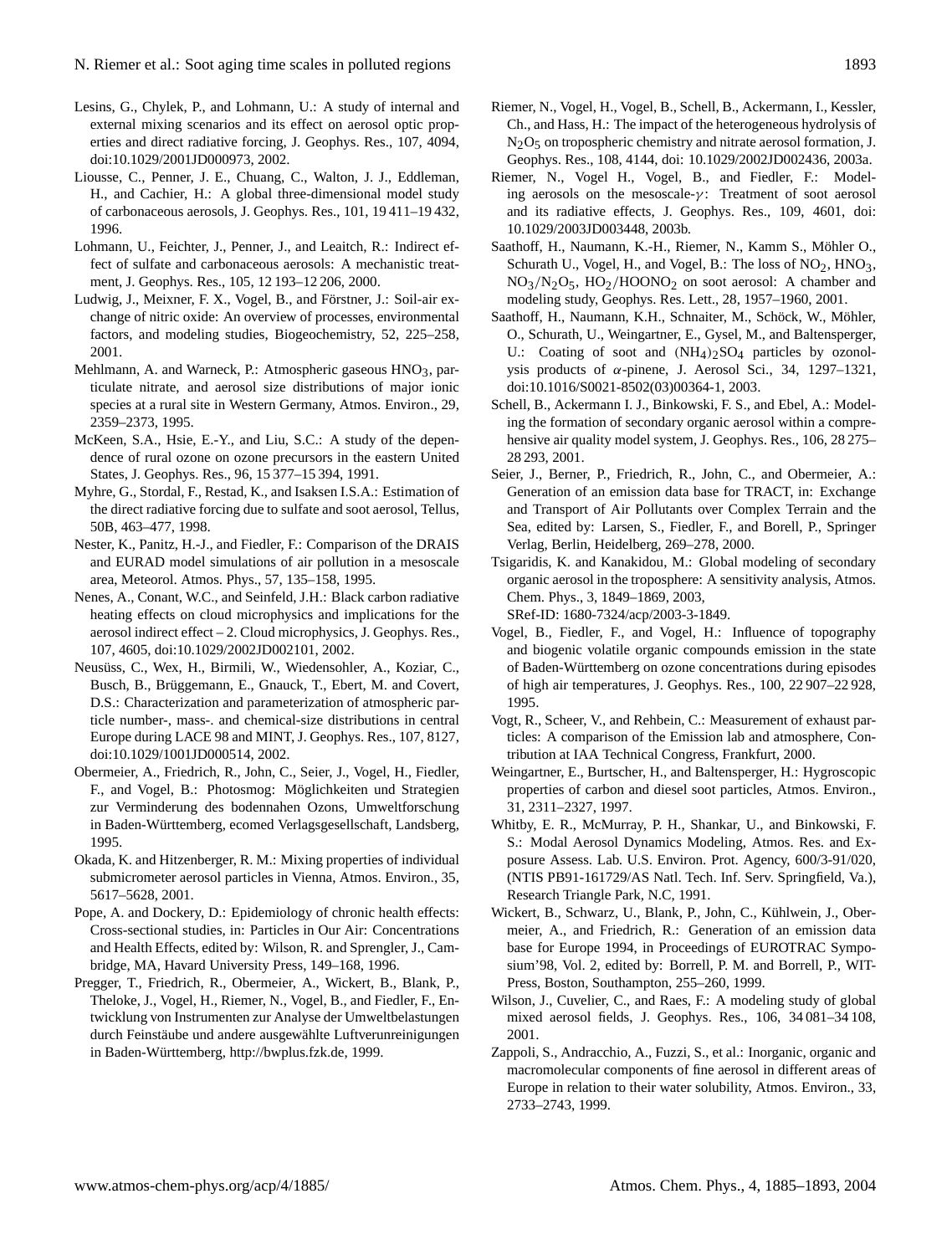Lesins, G., Chylek, P., and Lohmann, U.: A study of internal and external mixing scenarios and its effect on aerosol optic properties and direct radiative forcing, J. Geophys. Res., 107, 4094, doi:10.1029/2001JD000973, 2002.

Liousse, C., Penner, J. E., Chuang, C., Walton, J. J., Eddleman, H., and Cachier, H.: A global three-dimensional model study of carbonaceous aerosols, J. Geophys. Res., 101, 19 411–19 432, 1996.

Lohmann, U., Feichter, J., Penner, J., and Leaitch, R.: Indirect effect of sulfate and carbonaceous aerosols: A mechanistic treatment, J. Geophys. Res., 105, 12 193–12 206, 2000.

Ludwig, J., Meixner, F. X., Vogel, B., and Förstner, J.: Soil-air exchange of nitric oxide: An overview of processes, environmental factors, and modeling studies, Biogeochemistry, 52, 225–258, 2001.

Mehlmann, A. and Warneck, P.: Atmospheric gaseous $HNO_3$, particulate nitrate, and aerosol size distributions of major ionic species at a rural site in Western Germany, Atmos. Environ., 29, 2359–2373, 1995.

McKeen, S.A., Hsie, E.-Y., and Liu, S.C.: A study of the dependence of rural ozone on ozone precursors in the eastern United States, J. Geophys. Res., 96, 15 377–15 394, 1991.

Myhre, G., Stordal, F., Restad, K., and Isaksen I.S.A.: Estimation of the direct radiative forcing due to sulfate and soot aerosol, Tellus, 50B, 463–477, 1998.

Nester, K., Panitz, H.-J., and Fiedler, F.: Comparison of the DRAIS and EURAD model simulations of air pollution in a mesoscale area, Meteorol. Atmos. Phys., 57, 135–158, 1995.

Nenes, A., Conant, W.C., and Seinfeld, J.H.: Black carbon radiative heating effects on cloud microphysics and implications for the aerosol indirect effect – 2. Cloud microphysics, J. Geophys. Res., 107, 4605, doi:10.1029/2002JD002101, 2002.

Neusüss, C., Wex, H., Birmili, W., Wiedensohler, A., Koziar, C., Busch, B., Brüggemann, E., Gnauck, T., Ebert, M. and Covert, D.S.: Characterization and parameterization of atmospheric particle number-, mass-. and chemical-size distributions in central Europe during LACE 98 and MINT, J. Geophys. Res., 107, 8127, doi:10.1029/1001JD000514, 2002.

Obermeier, A., Friedrich, R., John, C., Seier, J., Vogel, H., Fiedler, F., and Vogel, B.: Photosmog: Möglichkeiten und Strategien zur Verminderung des bodennahen Ozons, Umweltforschung in Baden-Württemberg, ecomed Verlagsgesellschaft, Landsberg, 1995.

Okada, K. and Hitzenberger, R. M.: Mixing properties of individual submicrometer aerosol particles in Vienna, Atmos. Environ., 35, 5617–5628, 2001.

Pope, A. and Dockery, D.: Epidemiology of chronic health effects: Cross-sectional studies, in: Particles in Our Air: Concentrations and Health Effects, edited by: Wilson, R. and Sprengler, J., Cambridge, MA, Havard University Press, 149–168, 1996.

Pregger, T., Friedrich, R., Obermeier, A., Wickert, B., Blank, P., Theloke, J., Vogel, H., Riemer, N., Vogel, B., and Fiedler, F., Entwicklung von Instrumenten zur Analyse der Umweltbelastungen durch Feinstäube und andere ausgewählte Luftverunreinigungen in Baden-Württemberg, http://bwplus.fzk.de, 1999.

Riemer, N., Vogel, H., Vogel, B., Schell, B., Ackermann, I., Kessler, Ch., and Hass, H.: The impact of the heterogeneous hydrolysis of $N_2O_5$ on tropospheric chemistry and nitrate aerosol formation, J. Geophys. Res., 108, 4144, doi: 10.1029/2002JD002436, 2003a.

Riemer, N., Vogel H., Vogel, B., and Fiedler, F.: Modeling aerosols on the mesoscale-$\gamma$: Treatment of soot aerosol and its radiative effects, J. Geophys. Res., 109, 4601, doi: 10.1029/2003JD003448, 2003b.

Saathoff, H., Naumann, K.-H., Riemer, N., Kamm S., Möhler O., Schurath U., Vogel, H., and Vogel, B.: The loss of $NO_2$, $HNO_3$, $NO_3/N_2O_5$, $HO_2/HOONO_2$ on soot aerosol: A chamber and modeling study, Geophys. Res. Lett., 28, 1957–1960, 2001.

Saathoff, H., Naumann, K.H., Schnaiter, M., Schöck, W., Möhler, O., Schurath, U., Weingartner, E., Gysel, M., and Baltensperger, U.: Coating of soot and $(NH_4)_2SO_4$ particles by ozonolysis products of $\alpha$-pinene, J. Aerosol Sci., 34, 1297–1321, doi:10.1016/S0021-8502(03)00364-1, 2003.

Schell, B., Ackermann I. J., Binkowski, F. S., and Ebel, A.: Modeling the formation of secondary organic aerosol within a comprehensive air quality model system, J. Geophys. Res., 106, 28 275–28 293, 2001.

Seier, J., Berner, P., Friedrich, R., John, C., and Obermeier, A.: Generation of an emission data base for TRACT, in: Exchange and Transport of Air Pollutants over Complex Terrain and the Sea, edited by: Larsen, S., Fiedler, F., and Borell, P., Springer Verlag, Berlin, Heidelberg, 269–278, 2000.

Tsigaridis, K. and Kanakidou, M.: Global modeling of secondary organic aerosol in the troposphere: A sensitivity analysis, Atmos. Chem. Phys., 3, 1849–1869, 2003,
SRef-ID: 1680-7324/acp/2003-3-1849.

Vogel, B., Fiedler, F., and Vogel, H.: Influence of topography and biogenic volatile organic compounds emission in the state of Baden-Württemberg on ozone concentrations during episodes of high air temperatures, J. Geophys. Res., 100, 22 907–22 928, 1995.

Vogt, R., Scheer, V., and Rehbein, C.: Measurement of exhaust particles: A comparison of the Emission lab and atmosphere, Contribution at IAA Technical Congress, Frankfurt, 2000.

Weingartner, E., Burtscher, H., and Baltensperger, H.: Hygroscopic properties of carbon and diesel soot particles, Atmos. Environ., 31, 2311–2327, 1997.

Whitby, E. R., McMurray, P. H., Shankar, U., and Binkowski, F. S.: Modal Aerosol Dynamics Modeling, Atmos. Res. and Exposure Assess. Lab. U.S. Environ. Prot. Agency, 600/3-91/020, (NTIS PB91-161729/AS Natl. Tech. Inf. Serv. Springfield, Va.), Research Triangle Park, N.C, 1991.

Wickert, B., Schwarz, U., Blank, P., John, C., Kühlwein, J., Obermeier, A., and Friedrich, R.: Generation of an emission data base for Europe 1994, in Proceedings of EUROTRAC Symposium'98, Vol. 2, edited by: Borrell, P. M. and Borrell, P., WIT-Press, Boston, Southampton, 255–260, 1999.

Wilson, J., Cuvelier, C., and Raes, F.: A modeling study of global mixed aerosol fields, J. Geophys. Res., 106, 34 081–34 108, 2001.

Zappoli, S., Andracchio, A., Fuzzi, S., et al.: Inorganic, organic and macromolecular components of fine aerosol in different areas of Europe in relation to their water solubility, Atmos. Environ., 33, 2733–2743, 1999.